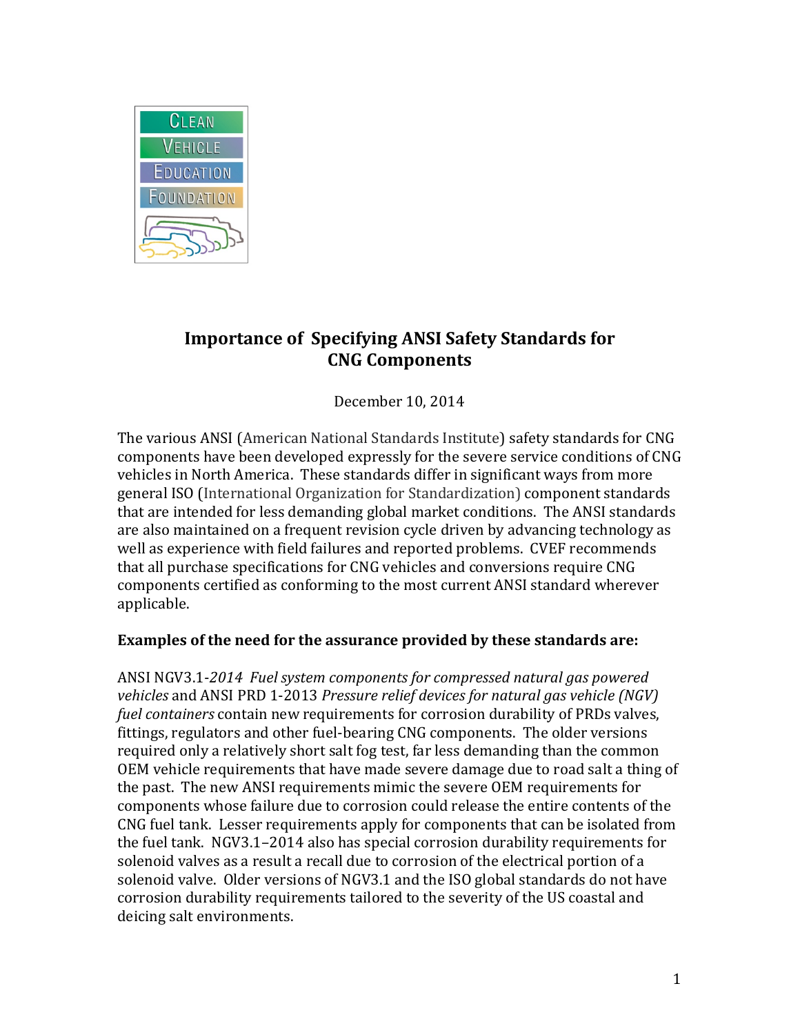CLEAN VEHICLE EDUCATION FOUNDATION

# Importance of Specifying ANSI Safety Standards for CNG Components

December 10, 2014

The various ANSI (American National Standards Institute) safety standards for CNG components have been developed expressly for the severe service conditions of CNG vehicles in North America. These standards differ in significant ways from more general ISO (International Organization for Standardization) component standards that are intended for less demanding global market conditions. The ANSI standards are also maintained on a frequent revision cycle driven by advancing technology as well as experience with field failures and reported problems. CVEF recommends that all purchase specifications for CNG vehicles and conversions require CNG components certified as conforming to the most current ANSI standard wherever applicable.

**Examples of the need for the assurance provided by these standards are:**

ANSI NGV3.1-*2014 Fuel system components for compressed natural gas powered vehicles* and ANSI PRD 1-2013 *Pressure relief devices for natural gas vehicle (NGV) fuel containers* contain new requirements for corrosion durability of PRDs valves, fittings, regulators and other fuel-bearing CNG components. The older versions required only a relatively short salt fog test, far less demanding than the common OEM vehicle requirements that have made severe damage due to road salt a thing of the past. The new ANSI requirements mimic the severe OEM requirements for components whose failure due to corrosion could release the entire contents of the CNG fuel tank. Lesser requirements apply for components that can be isolated from the fuel tank. NGV3.1–2014 also has special corrosion durability requirements for solenoid valves as a result a recall due to corrosion of the electrical portion of a solenoid valve. Older versions of NGV3.1 and the ISO global standards do not have corrosion durability requirements tailored to the severity of the US coastal and deicing salt environments.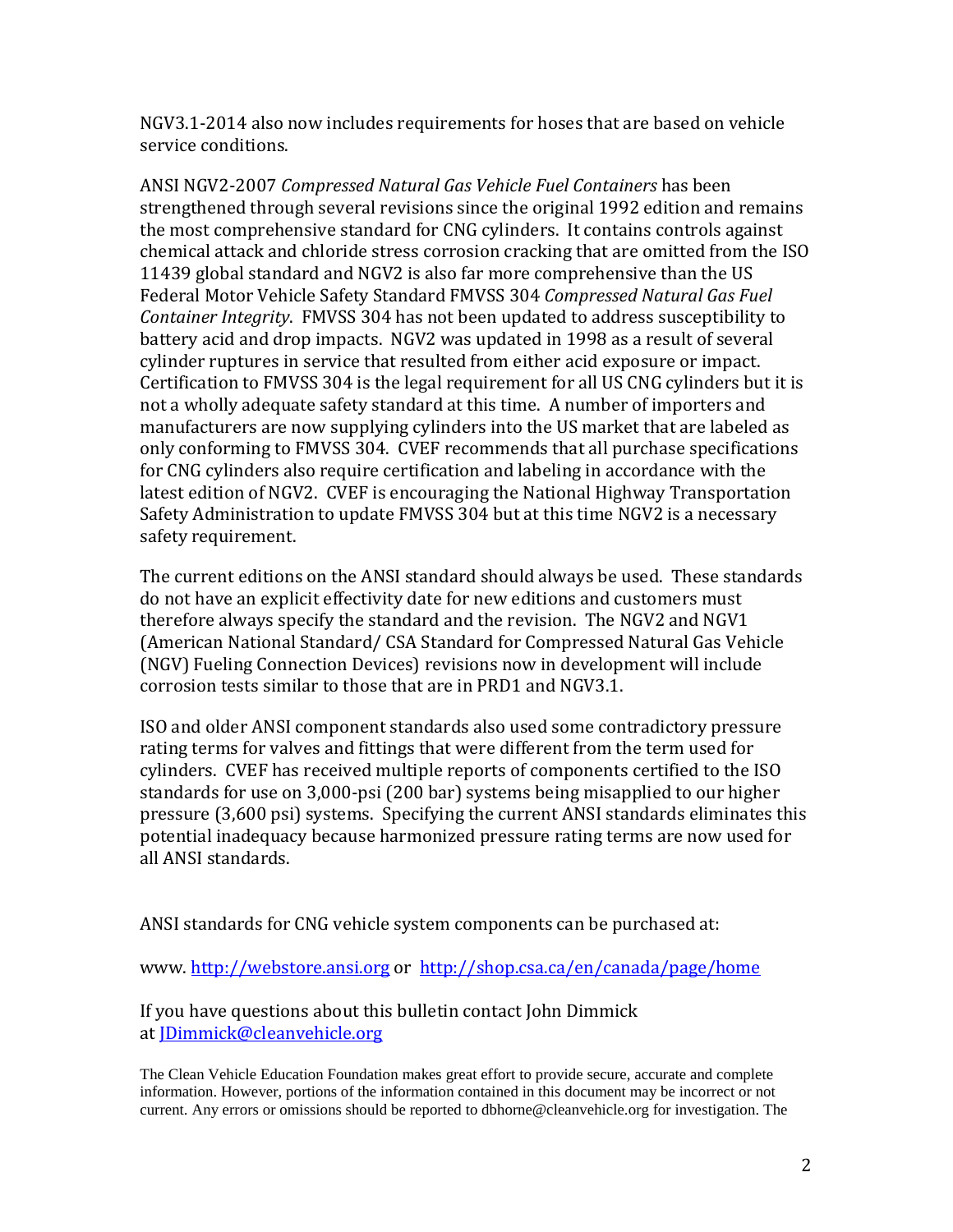NGV3.1-2014 also now includes requirements for hoses that are based on vehicle service conditions.

ANSI NGV2-2007 *Compressed Natural Gas Vehicle Fuel Containers* has been strengthened through several revisions since the original 1992 edition and remains the most comprehensive standard for CNG cylinders. It contains controls against chemical attack and chloride stress corrosion cracking that are omitted from the ISO 11439 global standard and NGV2 is also far more comprehensive than the US Federal Motor Vehicle Safety Standard FMVSS 304 *Compressed Natural Gas Fuel Container Integrity*. FMVSS 304 has not been updated to address susceptibility to battery acid and drop impacts. NGV2 was updated in 1998 as a result of several cylinder ruptures in service that resulted from either acid exposure or impact. Certification to FMVSS 304 is the legal requirement for all US CNG cylinders but it is not a wholly adequate safety standard at this time. A number of importers and manufacturers are now supplying cylinders into the US market that are labeled as only conforming to FMVSS 304. CVEF recommends that all purchase specifications for CNG cylinders also require certification and labeling in accordance with the latest edition of NGV2. CVEF is encouraging the National Highway Transportation Safety Administration to update FMVSS 304 but at this time NGV2 is a necessary safety requirement.

The current editions on the ANSI standard should always be used. These standards do not have an explicit effectivity date for new editions and customers must therefore always specify the standard and the revision. The NGV2 and NGV1 (American National Standard/ CSA Standard for Compressed Natural Gas Vehicle (NGV) Fueling Connection Devices) revisions now in development will include corrosion tests similar to those that are in PRD1 and NGV3.1.

ISO and older ANSI component standards also used some contradictory pressure rating terms for valves and fittings that were different from the term used for cylinders. CVEF has received multiple reports of components certified to the ISO standards for use on 3,000-psi (200 bar) systems being misapplied to our higher pressure (3,600 psi) systems. Specifying the current ANSI standards eliminates this potential inadequacy because harmonized pressure rating terms are now used for all ANSI standards.

ANSI standards for CNG vehicle system components can be purchased at:

www. http://webstore.ansi.org or http://shop.csa.ca/en/canada/page/home

If you have questions about this bulletin contact John Dimmick at JDimmick@cleanvehicle.org

The Clean Vehicle Education Foundation makes great effort to provide secure, accurate and complete information. However, portions of the information contained in this document may be incorrect or not current. Any errors or omissions should be reported to dbhorne@cleanvehicle.org for investigation. The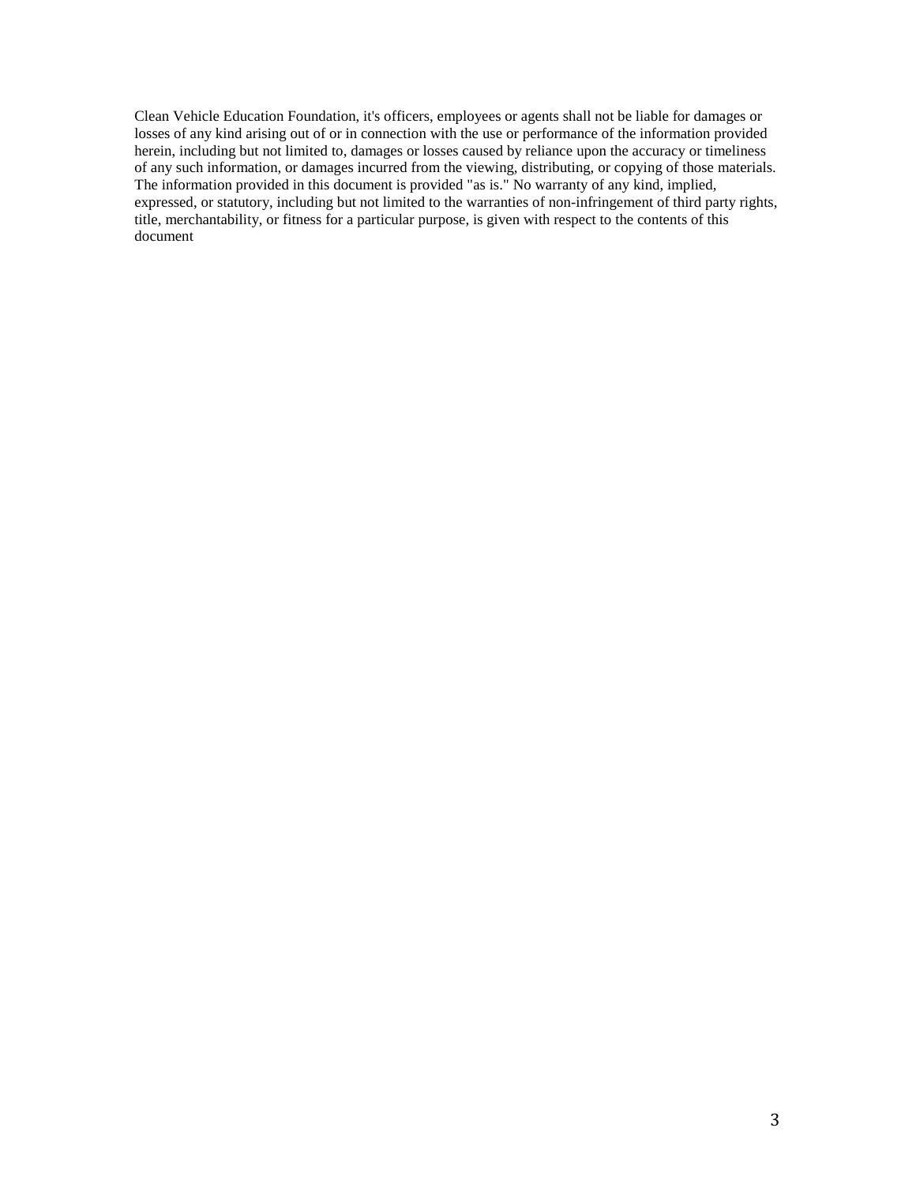Clean Vehicle Education Foundation, it's officers, employees or agents shall not be liable for damages or losses of any kind arising out of or in connection with the use or performance of the information provided herein, including but not limited to, damages or losses caused by reliance upon the accuracy or timeliness of any such information, or damages incurred from the viewing, distributing, or copying of those materials. The information provided in this document is provided "as is." No warranty of any kind, implied, expressed, or statutory, including but not limited to the warranties of non-infringement of third party rights, title, merchantability, or fitness for a particular purpose, is given with respect to the contents of this document